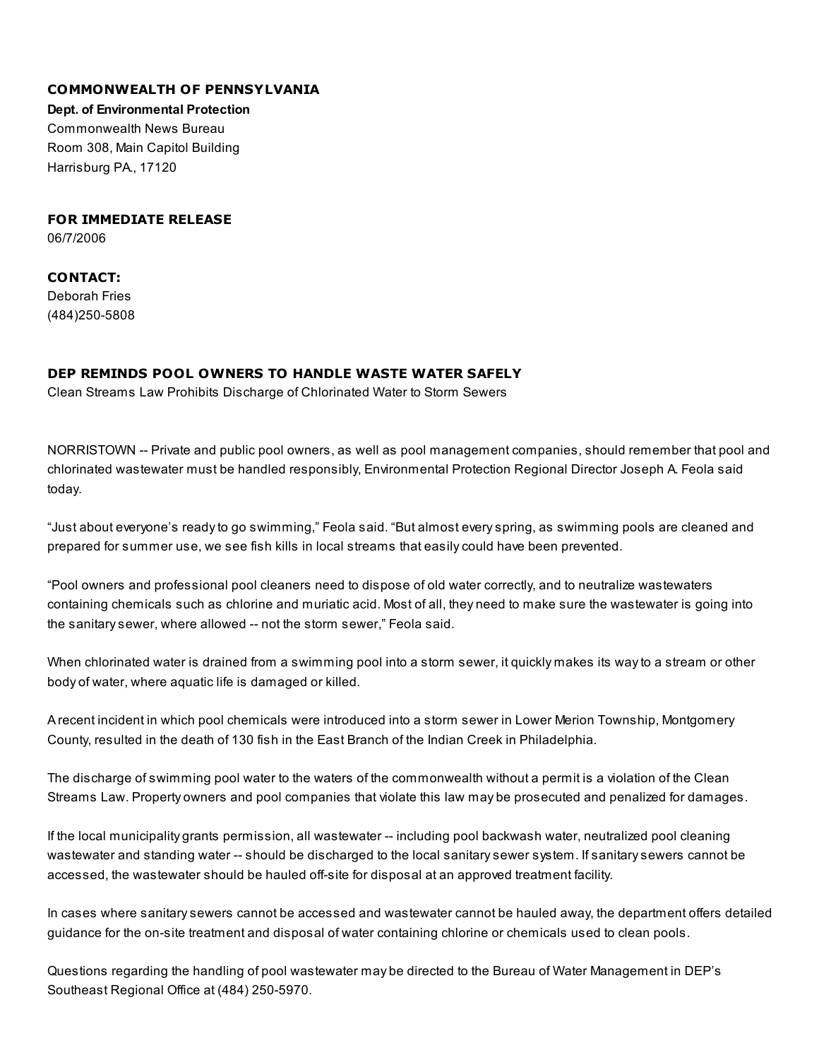**COMMONWEALTH OF PENNSYLVANIA**

**Dept. of Environmental Protection**
Commonwealth News Bureau
Room 308, Main Capitol Building
Harrisburg PA., 17120

**FOR IMMEDIATE RELEASE**
06/7/2006

**CONTACT:**
Deborah Fries
(484)250-5808

## DEP REMINDS POOL OWNERS TO HANDLE WASTE WATER SAFELY

Clean Streams Law Prohibits Discharge of Chlorinated Water to Storm Sewers

NORRISTOWN -- Private and public pool owners, as well as pool management companies, should remember that pool and chlorinated wastewater must be handled responsibly, Environmental Protection Regional Director Joseph A. Feola said today.

"Just about everyone's ready to go swimming," Feola said. "But almost every spring, as swimming pools are cleaned and prepared for summer use, we see fish kills in local streams that easily could have been prevented.

"Pool owners and professional pool cleaners need to dispose of old water correctly, and to neutralize wastewaters containing chemicals such as chlorine and muriatic acid. Most of all, they need to make sure the wastewater is going into the sanitary sewer, where allowed -- not the storm sewer," Feola said.

When chlorinated water is drained from a swimming pool into a storm sewer, it quickly makes its way to a stream or other body of water, where aquatic life is damaged or killed.

A recent incident in which pool chemicals were introduced into a storm sewer in Lower Merion Township, Montgomery County, resulted in the death of 130 fish in the East Branch of the Indian Creek in Philadelphia.

The discharge of swimming pool water to the waters of the commonwealth without a permit is a violation of the Clean Streams Law. Property owners and pool companies that violate this law may be prosecuted and penalized for damages.

If the local municipality grants permission, all wastewater -- including pool backwash water, neutralized pool cleaning wastewater and standing water -- should be discharged to the local sanitary sewer system. If sanitary sewers cannot be accessed, the wastewater should be hauled off-site for disposal at an approved treatment facility.

In cases where sanitary sewers cannot be accessed and wastewater cannot be hauled away, the department offers detailed guidance for the on-site treatment and disposal of water containing chlorine or chemicals used to clean pools.

Questions regarding the handling of pool wastewater may be directed to the Bureau of Water Management in DEP's Southeast Regional Office at (484) 250-5970.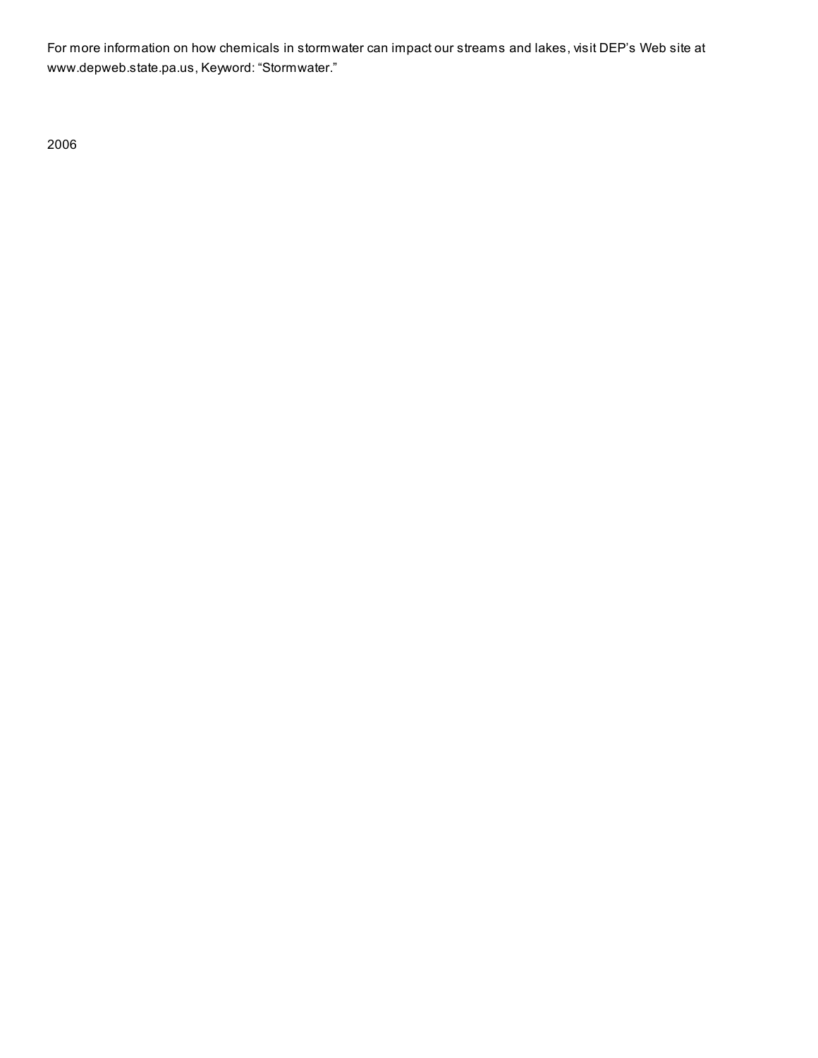For more information on how chemicals in stormwater can impact our streams and lakes, visit DEP's Web site at www.depweb.state.pa.us, Keyword: "Stormwater."

2006